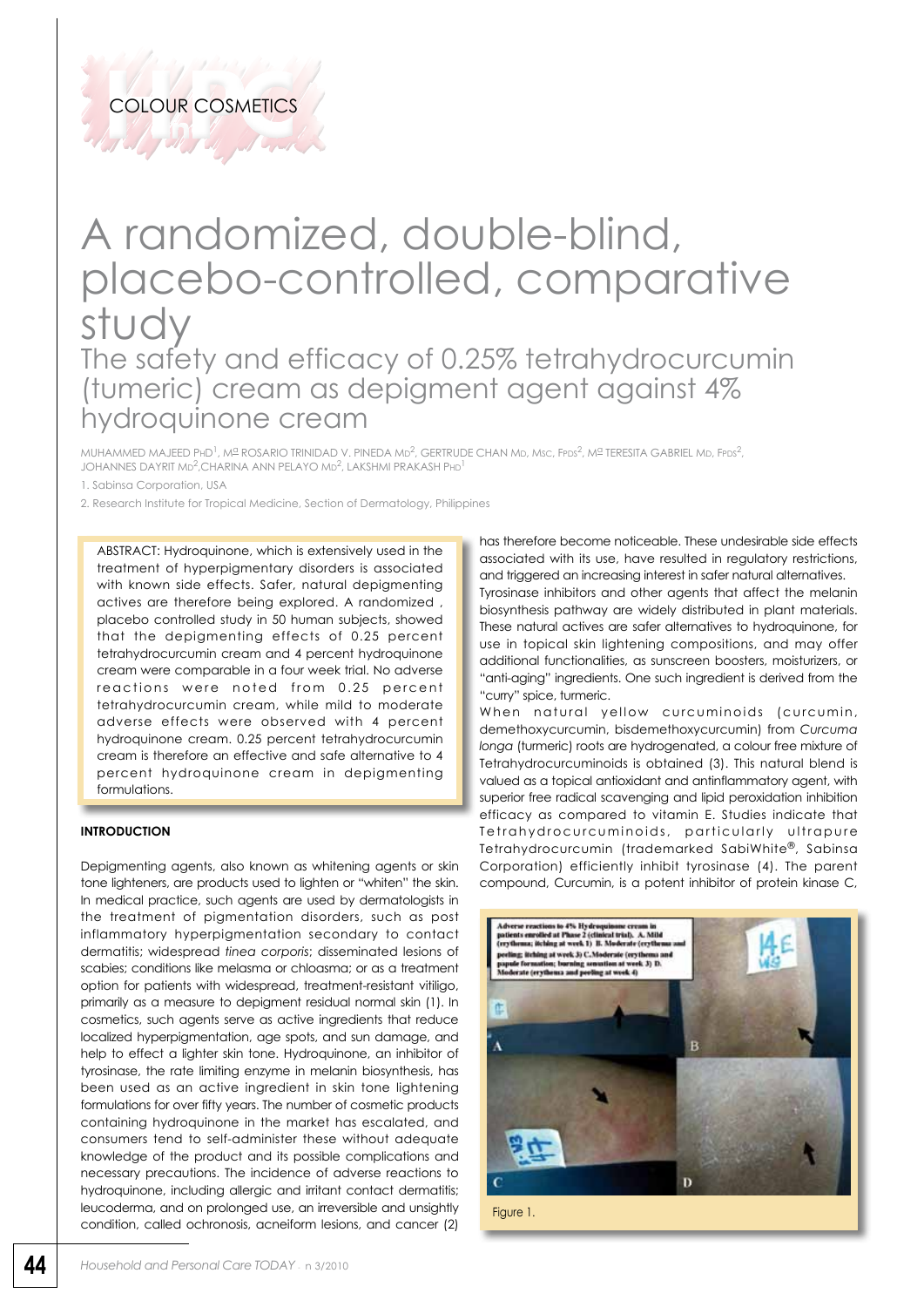COLOUR COSMETICS

# A randomized, double-blind, placebo-controlled, comparative study

## The safety and efficacy of 0.25% tetrahydrocurcumin (tumeric) cream as depigment agent against 4% hydroquinone cream

MUHAMMED MAJEED PhD[1], Mª ROSARIO TRINIDAD V. PINEDA MD[2], GERTRUDE CHAN MD, MSC, FPDS[2], Mª TERESITA GABRIEL MD, FPDS[2], JOHANNES DAYRIT MD[2], CHARINA ANN PELAYO MD[2], LAKSHMI PRAKASH PhD[1]

1. Sabinsa Corporation, USA

2. Research Institute for Tropical Medicine, Section of Dermatology, Philippines

ABSTRACT: Hydroquinone, which is extensively used in the treatment of hyperpigmentary disorders is associated with known side effects. Safer, natural depigmenting actives are therefore being explored. A randomized , placebo controlled study in 50 human subjects, showed that the depigmenting effects of 0.25 percent tetrahydrocurcumin cream and 4 percent hydroquinone cream were comparable in a four week trial. No adverse reactions were noted from 0.25 percent tetrahydrocurcumin cream, while mild to moderate adverse effects were observed with 4 percent hydroquinone cream. 0.25 percent tetrahydrocurcumin cream is therefore an effective and safe alternative to 4 percent hydroquinone cream in depigmenting formulations.

### INTRODUCTION

Depigmenting agents, also known as whitening agents or skin tone lighteners, are products used to lighten or "whiten" the skin. In medical practice, such agents are used by dermatologists in the treatment of pigmentation disorders, such as post inflammatory hyperpigmentation secondary to contact dermatitis; widespread *tinea corporis*; disseminated lesions of scabies; conditions like melasma or chloasma; or as a treatment option for patients with widespread, treatment-resistant vitiligo, primarily as a measure to depigment residual normal skin (1). In cosmetics, such agents serve as active ingredients that reduce localized hyperpigmentation, age spots, and sun damage, and help to effect a lighter skin tone. Hydroquinone, an inhibitor of tyrosinase, the rate limiting enzyme in melanin biosynthesis, has been used as an active ingredient in skin tone lightening formulations for over fifty years. The number of cosmetic products containing hydroquinone in the market has escalated, and consumers tend to self-administer these without adequate knowledge of the product and its possible complications and necessary precautions. The incidence of adverse reactions to hydroquinone, including allergic and irritant contact dermatitis; leucoderma, and on prolonged use, an irreversible and unsightly condition, called ochronosis, acneiform lesions, and cancer (2) has therefore become noticeable. These undesirable side effects associated with its use, have resulted in regulatory restrictions, and triggered an increasing interest in safer natural alternatives.

Tyrosinase inhibitors and other agents that affect the melanin biosynthesis pathway are widely distributed in plant materials. These natural actives are safer alternatives to hydroquinone, for use in topical skin lightening compositions, and may offer additional functionalities, as sunscreen boosters, moisturizers, or "anti-aging" ingredients. One such ingredient is derived from the "curry" spice, turmeric.

When natural yellow curcuminoids (curcumin, demethoxycurcumin, bisdemethoxycurcumin) from *Curcuma longa* (turmeric) roots are hydrogenated, a colour free mixture of Tetrahydrocurcuminoids is obtained (3). This natural blend is valued as a topical antioxidant and antinflammatory agent, with superior free radical scavenging and lipid peroxidation inhibition efficacy as compared to vitamin E. Studies indicate that Tetrahydrocurcuminoids, particularly ultrapure Tetrahydrocurcumin (trademarked SabiWhite®, Sabinsa Corporation) efficiently inhibit tyrosinase (4). The parent compound, Curcumin, is a potent inhibitor of protein kinase C,

Adverse reactions to 4% Hydroquinone cream in patients enrolled at Phase 2 (clinical trial). A. Mild (erythema; itching at week 1) B. Moderate (erythema and peeling; itching at week 3) C. Moderate (erythema and papule formation; burning sensation at week 3) D. Moderate (erythema and peeling at week 4)

Figure 1.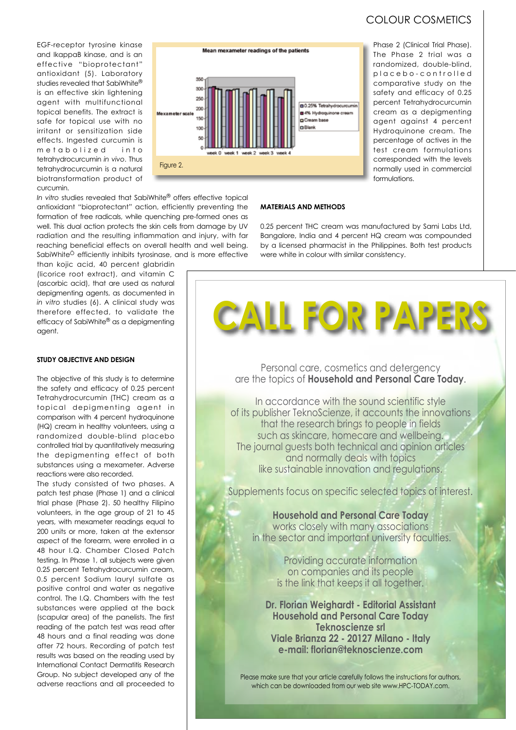EGF-receptor tyrosine kinase and IkappaB kinase, and is an effective "bioprotectant" antioxidant (5). Laboratory studies revealed that SabiWhite® is an effective skin lightening agent with multifunctional topical benefits. The extract is safe for topical use with no irritant or sensitization side effects. Ingested curcumin is metabolized into tetrahydrocurcumin *in vivo*. Thus tetrahydrocurcumin is a natural biotransformation product of curcumin.

Mean mexameter readings of the patients

Mexameter scale

350
300
250
200
150
100
50
0

week 0 week 1 week 2 week 3 week 4

0.25% Tetrahydrocurcumin
4% Hydroquinone cream
Cream base
Blank

Figure 2.

*In vitro* studies revealed that SabiWhite® offers effective topical antioxidant "bioprotectant" action, efficiently preventing the formation of free radicals, while quenching pre-formed ones as well. This dual action protects the skin cells from damage by UV radiation and the resulting inflammation and injury, with far reaching beneficial effects on overall health and well being. SabiWhite® efficiently inhibits tyrosinase, and is more effective than kojic acid, 40 percent glabridin (licorice root extract), and vitamin C (ascorbic acid), that are used as natural depigmenting agents, as documented in *in vitro* studies (6). A clinical study was therefore effected, to validate the efficacy of SabiWhite® as a depigmenting agent.

## STUDY OBJECTIVE AND DESIGN

The objective of this study is to determine the safety and efficacy of 0.25 percent Tetrahydrocurcumin (THC) cream as a topical depigmenting agent in comparison with 4 percent hydroquinone (HQ) cream in healthy volunteers, using a randomized double-blind placebo controlled trial by quantitatively measuring the depigmenting effect of both substances using a mexameter. Adverse reactions were also recorded.

The study consisted of two phases. A patch test phase (Phase 1) and a clinical trial phase (Phase 2). 50 healthy Filipino volunteers, in the age group of 21 to 45 years, with mexameter readings equal to 200 units or more, taken at the extensor aspect of the forearm, were enrolled in a 48 hour I.Q. Chamber Closed Patch testing. In Phase 1, all subjects were given 0.25 percent Tetrahydrocurcumin cream, 0.5 percent Sodium lauryl sulfate as positive control and water as negative control. The I.Q. Chambers with the test substances were applied at the back (scapular area) of the panelists. The first reading of the patch test was read after 48 hours and a final reading was done after 72 hours. Recording of patch test results was based on the reading used by International Contact Dermatitis Research Group. No subject developed any of the adverse reactions and all proceeded to Phase 2 (Clinical Trial Phase). The Phase 2 trial was a randomized, double-blind, placebo-controlled comparative study on the safety and efficacy of 0.25 percent Tetrahydrocurcumin cream as a depigmenting agent against 4 percent Hydroquinone cream. The percentage of actives in the test cream formulations corresponded with the levels normally used in commercial formulations.

## MATERIALS AND METHODS

0.25 percent THC cream was manufactured by Sami Labs Ltd, Bangalore, India and 4 percent HQ cream was compounded by a licensed pharmacist in the Philippines. Both test products were white in colour with similar consistency.

# CALL FOR PAPERS

Personal care, cosmetics and detergency are the topics of **Household and Personal Care Today**.

In accordance with the sound scientific style of its publisher TeknoScienze, it accounts the innovations that the research brings to people in fields such as skincare, homecare and wellbeing. The journal guests both technical and opinion articles and normally deals with topics like sustainable innovation and regulations.

Supplements focus on specific selected topics of interest.

**Household and Personal Care Today** works closely with many associations in the sector and important university faculties.

Providing accurate information on companies and its people is the link that keeps it all together.

**Dr. Florian Weighardt - Editorial Assistant**
**Household and Personal Care Today**
**Teknoscienze srl**
**Viale Brianza 22 - 20127 Milano - Italy**
**e-mail: florian@teknoscienze.com**

Please make sure that your article carefully follows the instructions for authors, which can be downloaded from our web site www.HPC-TODAY.com.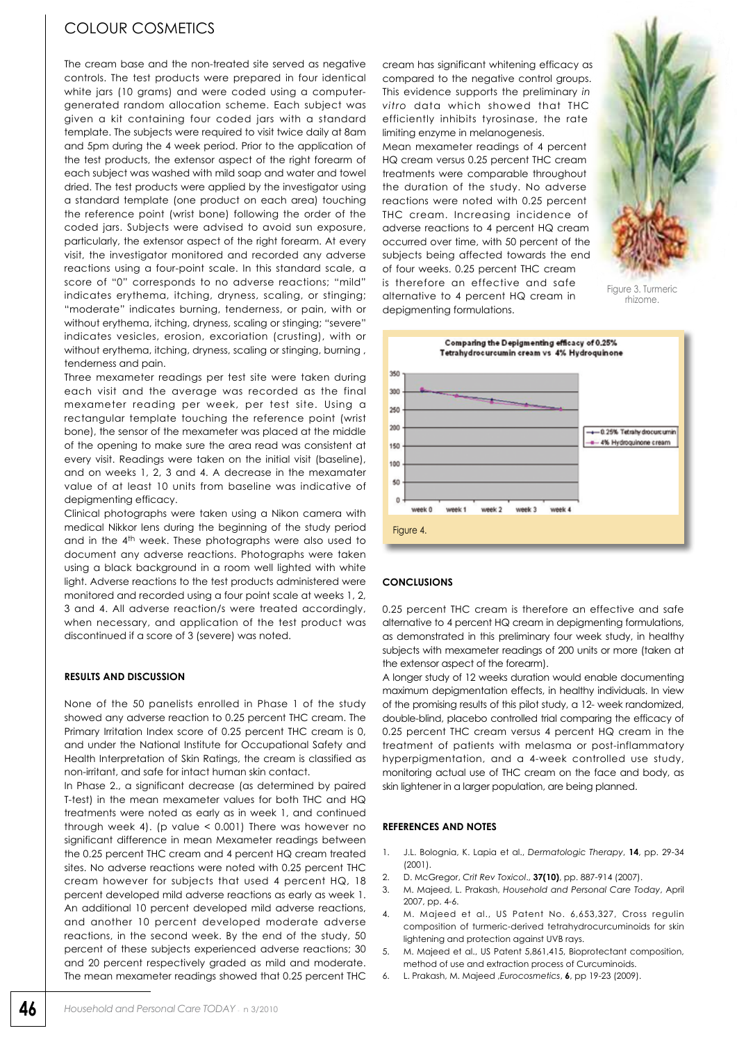The cream base and the non-treated site served as negative controls. The test products were prepared in four identical white jars (10 grams) and were coded using a computer-generated random allocation scheme. Each subject was given a kit containing four coded jars with a standard template. The subjects were required to visit twice daily at 8am and 5pm during the 4 week period. Prior to the application of the test products, the extensor aspect of the right forearm of each subject was washed with mild soap and water and towel dried. The test products were applied by the investigator using a standard template (one product on each area) touching the reference point (wrist bone) following the order of the coded jars. Subjects were advised to avoid sun exposure, particularly, the extensor aspect of the right forearm. At every visit, the investigator monitored and recorded any adverse reactions using a four-point scale. In this standard scale, a score of "0" corresponds to no adverse reactions; "mild" indicates erythema, itching, dryness, scaling, or stinging; "moderate" indicates burning, tenderness, or pain, with or without erythema, itching, dryness, scaling or stinging; "severe" indicates vesicles, erosion, excoriation (crusting), with or without erythema, itching, dryness, scaling or stinging, burning , tenderness and pain.

Three mexameter readings per test site were taken during each visit and the average was recorded as the final mexameter reading per week, per test site. Using a rectangular template touching the reference point (wrist bone), the sensor of the mexameter was placed at the middle of the opening to make sure the area read was consistent at every visit. Readings were taken on the initial visit (baseline), and on weeks 1, 2, 3 and 4. A decrease in the mexamater value of at least 10 units from baseline was indicative of depigmenting efficacy.

Clinical photographs were taken using a Nikon camera with medical Nikkor lens during the beginning of the study period and in the 4th week. These photographs were also used to document any adverse reactions. Photographs were taken using a black background in a room well lighted with white light. Adverse reactions to the test products administered were monitored and recorded using a four point scale at weeks 1, 2, 3 and 4. All adverse reaction/s were treated accordingly, when necessary, and application of the test product was discontinued if a score of 3 (severe) was noted.

## RESULTS AND DISCUSSION

None of the 50 panelists enrolled in Phase 1 of the study showed any adverse reaction to 0.25 percent THC cream. The Primary Irritation Index score of 0.25 percent THC cream is 0, and under the National Institute for Occupational Safety and Health Interpretation of Skin Ratings, the cream is classified as non-irritant, and safe for intact human skin contact.

In Phase 2., a significant decrease (as determined by paired T-test) in the mean mexameter values for both THC and HQ treatments were noted as early as in week 1, and continued through week 4). ($p$ value $< 0.001$) There was however no significant difference in mean Mexameter readings between the 0.25 percent THC cream and 4 percent HQ cream treated sites. No adverse reactions were noted with 0.25 percent THC cream however for subjects that used 4 percent HQ, 18 percent developed mild adverse reactions as early as week 1. An additional 10 percent developed mild adverse reactions, and another 10 percent developed moderate adverse reactions, in the second week. By the end of the study, 50 percent of these subjects experienced adverse reactions; 30 and 20 percent respectively graded as mild and moderate. The mean mexameter readings showed that 0.25 percent THC cream has significant whitening efficacy as compared to the negative control groups. This evidence supports the preliminary *in vitro* data which showed that THC efficiently inhibits tyrosinase, the rate limiting enzyme in melanogenesis.

Mean mexameter readings of 4 percent HQ cream versus 0.25 percent THC cream treatments were comparable throughout the duration of the study. No adverse reactions were noted with 0.25 percent THC cream. Increasing incidence of adverse reactions to 4 percent HQ cream occurred over time, with 50 percent of the subjects being affected towards the end of four weeks. 0.25 percent THC cream is therefore an effective and safe alternative to 4 percent HQ cream in depigmenting formulations.

Figure 3. Turmeric rhizome.

Comparing the Depigmenting efficacy of 0.25% Tetrahydrocurcumin cream vs 4% Hydroquinone

350
300
250
200
150
100
50
0

week 0
week 1
week 2
week 3
week 4

0.25% Tetrahydrocurcumin
4% Hydroquinone cream

Figure 4.

## CONCLUSIONS

0.25 percent THC cream is therefore an effective and safe alternative to 4 percent HQ cream in depigmenting formulations, as demonstrated in this preliminary four week study, in healthy subjects with mexameter readings of 200 units or more (taken at the extensor aspect of the forearm).

A longer study of 12 weeks duration would enable documenting maximum depigmentation effects, in healthy individuals. In view of the promising results of this pilot study, a 12- week randomized, double-blind, placebo controlled trial comparing the efficacy of 0.25 percent THC cream versus 4 percent HQ cream in the treatment of patients with melasma or post-inflammatory hyperpigmentation, and a 4-week controlled use study, monitoring actual use of THC cream on the face and body, as skin lightener in a larger population, are being planned.

## REFERENCES AND NOTES

1. J.L. Bolognia, K. Lapia et al., *Dermatologic Therapy*, **14**, pp. 29-34 (2001).
2. D. McGregor, *Crit Rev Toxicol.*, **37(10)**, pp. 887-914 (2007).
3. M. Majeed, L. Prakash, *Household and Personal Care Today*, April 2007, pp. 4-6.
4. M. Majeed et al., US Patent No. 6,653,327, Cross regulin composition of turmeric-derived tetrahydrocurcuminoids for skin lightening and protection against UVB rays.
5. M. Majeed et al., US Patent 5,861,415, Bioprotectant composition, method of use and extraction process of Curcuminoids.
6. L. Prakash, M. Majeed ,*Eurocosmetics*, **6**, pp 19-23 (2009).